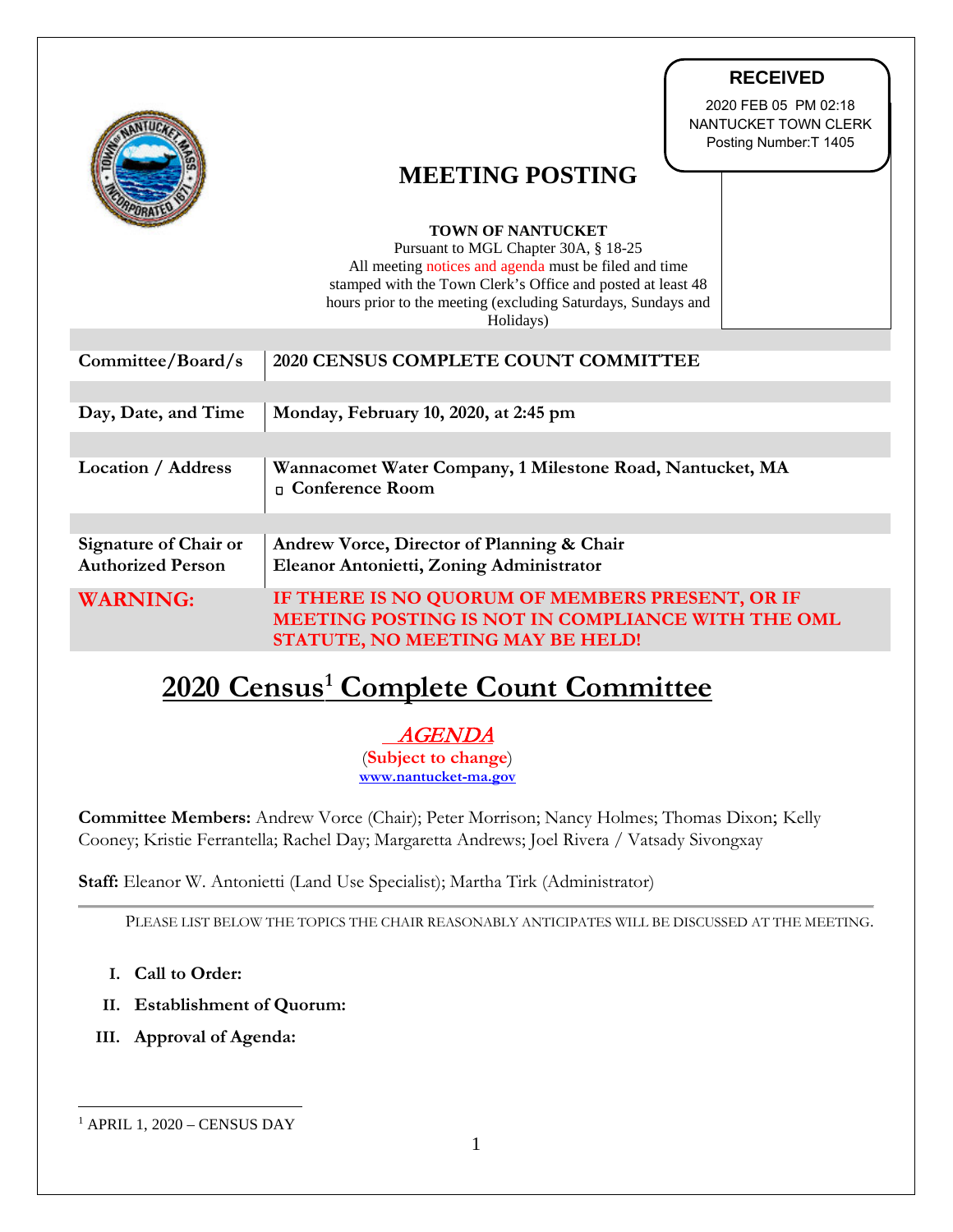**RECEIVED**

2020 FEB 05 PM 02:18
NANTUCKET TOWN CLERK
Posting Number:T 1405

# MEETING POSTING

**TOWN OF NANTUCKET**
Pursuant to MGL Chapter 30A, § 18-25
All meeting notices and agenda must be filed and time stamped with the Town Clerk's Office and posted at least 48 hours prior to the meeting (excluding Saturdays, Sundays and Holidays)

| | |
|---|---|
| **Committee/Board/s** | **2020 CENSUS COMPLETE COUNT COMMITTEE** |
| **Day, Date, and Time** | **Monday, February 10, 2020, at 2:45 pm** |
| **Location / Address** | **Wannacomet Water Company, 1 Milestone Road, Nantucket, MA**<br>▫ **Conference Room** |
| **Signature of Chair or Authorized Person** | **Andrew Vorce, Director of Planning & Chair**<br>**Eleanor Antonietti, Zoning Administrator** |
| **WARNING:** | **IF THERE IS NO QUORUM OF MEMBERS PRESENT, OR IF MEETING POSTING IS NOT IN COMPLIANCE WITH THE OML STATUTE, NO MEETING MAY BE HELD!** |

# 2020 Census[1] Complete Count Committee

*AGENDA*
(**Subject to change**)
**www.nantucket-ma.gov**

**Committee Members:** Andrew Vorce (Chair); Peter Morrison; Nancy Holmes; Thomas Dixon; Kelly Cooney; Kristie Ferrantella; Rachel Day; Margaretta Andrews; Joel Rivera / Vatsady Sivongxay

**Staff:** Eleanor W. Antonietti (Land Use Specialist); Martha Tirk (Administrator)

PLEASE LIST BELOW THE TOPICS THE CHAIR REASONABLY ANTICIPATES WILL BE DISCUSSED AT THE MEETING.

I. **Call to Order:**

II. **Establishment of Quorum:**

III. **Approval of Agenda:**

[1] APRIL 1, 2020 – CENSUS DAY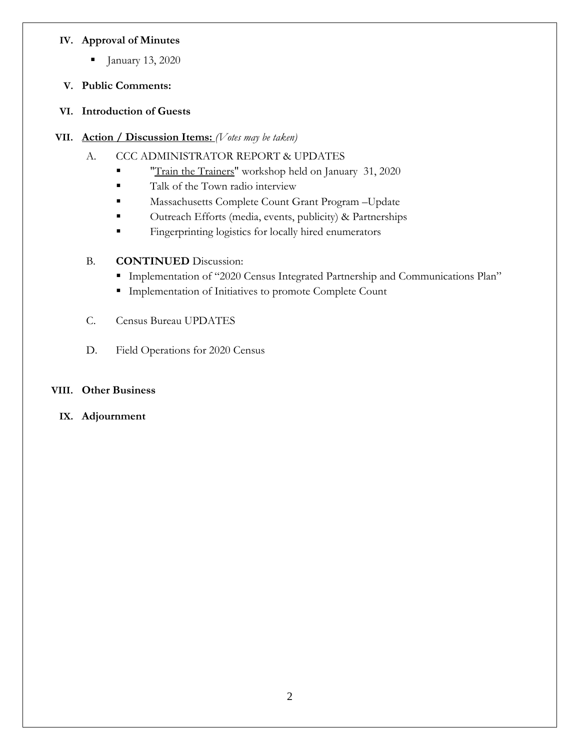**IV. Approval of Minutes**

- January 13, 2020

**V. Public Comments:**

**VI. Introduction of Guests**

**VII. Action / Discussion Items:** *(Votes may be taken)*

A. CCC ADMINISTRATOR REPORT & UPDATES

- "Train the Trainers" workshop held on January 31, 2020
- Talk of the Town radio interview
- Massachusetts Complete Count Grant Program –Update
- Outreach Efforts (media, events, publicity) & Partnerships
- Fingerprinting logistics for locally hired enumerators

B. **CONTINUED** Discussion:

- Implementation of "2020 Census Integrated Partnership and Communications Plan"
- Implementation of Initiatives to promote Complete Count

C. Census Bureau UPDATES

D. Field Operations for 2020 Census

**VIII. Other Business**

**IX. Adjournment**